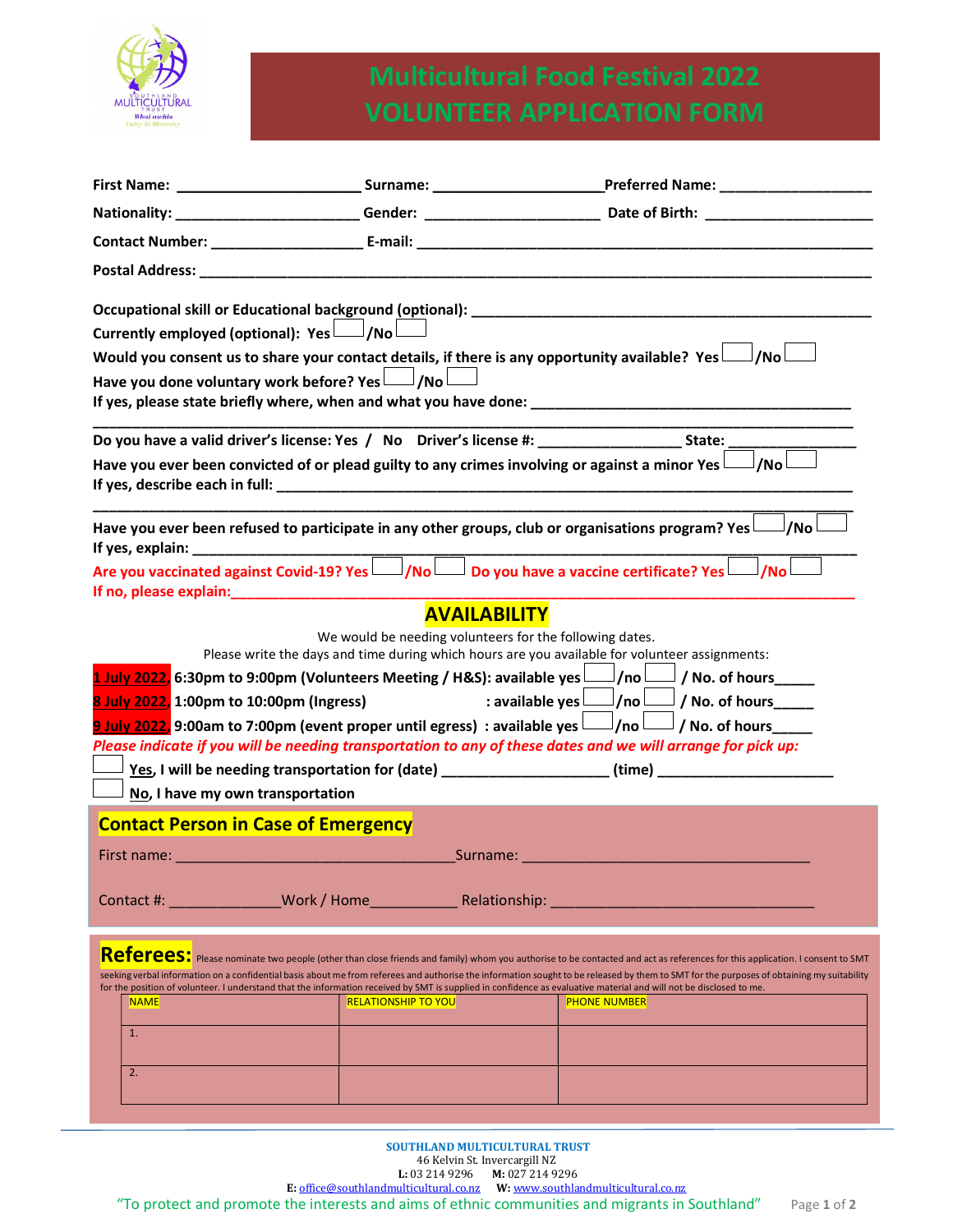# Multicultural Food Festival 2022
# VOLUNTEER APPLICATION FORM

**First Name:** ______________________ **Surname:** ____________________ **Preferred Name:** __________________

**Nationality:** ______________________ **Gender:** ____________________ **Date of Birth:** ____________________

**Contact Number:** __________________ **E-mail:** ________________________________________________________

**Postal Address:** _______________________________________________________________________________

**Occupational skill or Educational background (optional):** ______________________________________________

**Currently employed (optional): Yes** ☐ **/No** ☐

**Would you consent us to share your contact details, if there is any opportunity available? Yes** ☐ **/No** ☐

**Have you done voluntary work before? Yes** ☐ **/No** ☐

**If yes, please state briefly where, when and what you have done:** ________________________________________

_______________________________________________________________________________________________

**Do you have a valid driver's license: Yes / No Driver's license #:** __________________ **State:** _______________

**Have you ever been convicted of or plead guilty to any crimes involving or against a minor Yes** ☐ **/No** ☐

**If yes, describe each in full:** _________________________________________________________________________

_______________________________________________________________________________________________

**Have you ever been refused to participate in any other groups, club or organisations program? Yes** ☐ **/No** ☐

**If yes, explain:** _______________________________________________________________________________

**Are you vaccinated against Covid-19? Yes** ☐ **/No** ☐ **Do you have a vaccine certificate? Yes** ☐ **/No** ☐

**If no, please explain:** __________________________________________________________________________

## AVAILABILITY

We would be needing volunteers for the following dates.

Please write the days and time during which hours are you available for volunteer assignments:

**1 July 2022, 6:30pm to 9:00pm (Volunteers Meeting / H&S): available yes** ☐ **/no** ☐ **/ No. of hours_____**

**8 July 2022, 1:00pm to 10:00pm (Ingress) : available yes** ☐ **/no** ☐ **/ No. of hours_____**

**9 July 2022, 9:00am to 7:00pm (event proper until egress) : available yes** ☐ **/no** ☐ **/ No. of hours_____**

***Please indicate if you will be needing transportation to any of these dates and we will arrange for pick up:***

☐ **Yes, I will be needing transportation for (date)** ____________________ **(time)** ______________________

☐ **No, I have my own transportation**

## Contact Person in Case of Emergency

First name: ___________________________________ Surname: ___________________________________

Contact #: ______________ Work / Home___________ Relationship: _________________________________

## Referees:

Please nominate two people (other than close friends and family) whom you authorise to be contacted and act as references for this application. I consent to SMT seeking verbal information on a confidential basis about me from referees and authorise the information sought to be released by them to SMT for the purposes of obtaining my suitability for the position of volunteer. I understand that the information received by SMT is supplied in confidence as evaluative material and will not be disclosed to me.

| NAME | RELATIONSHIP TO YOU | PHONE NUMBER |
|---|---|---|
| 1. | | |
| 2. | | |

**SOUTHLAND MULTICULTURAL TRUST**
46 Kelvin St. Invercargill NZ
**L:** 03 214 9296 **M:** 027 214 9296
**E:** office@southlandmulticultural.co.nz **W:** www.southlandmulticultural.co.nz

"To protect and promote the interests and aims of ethnic communities and migrants in Southland"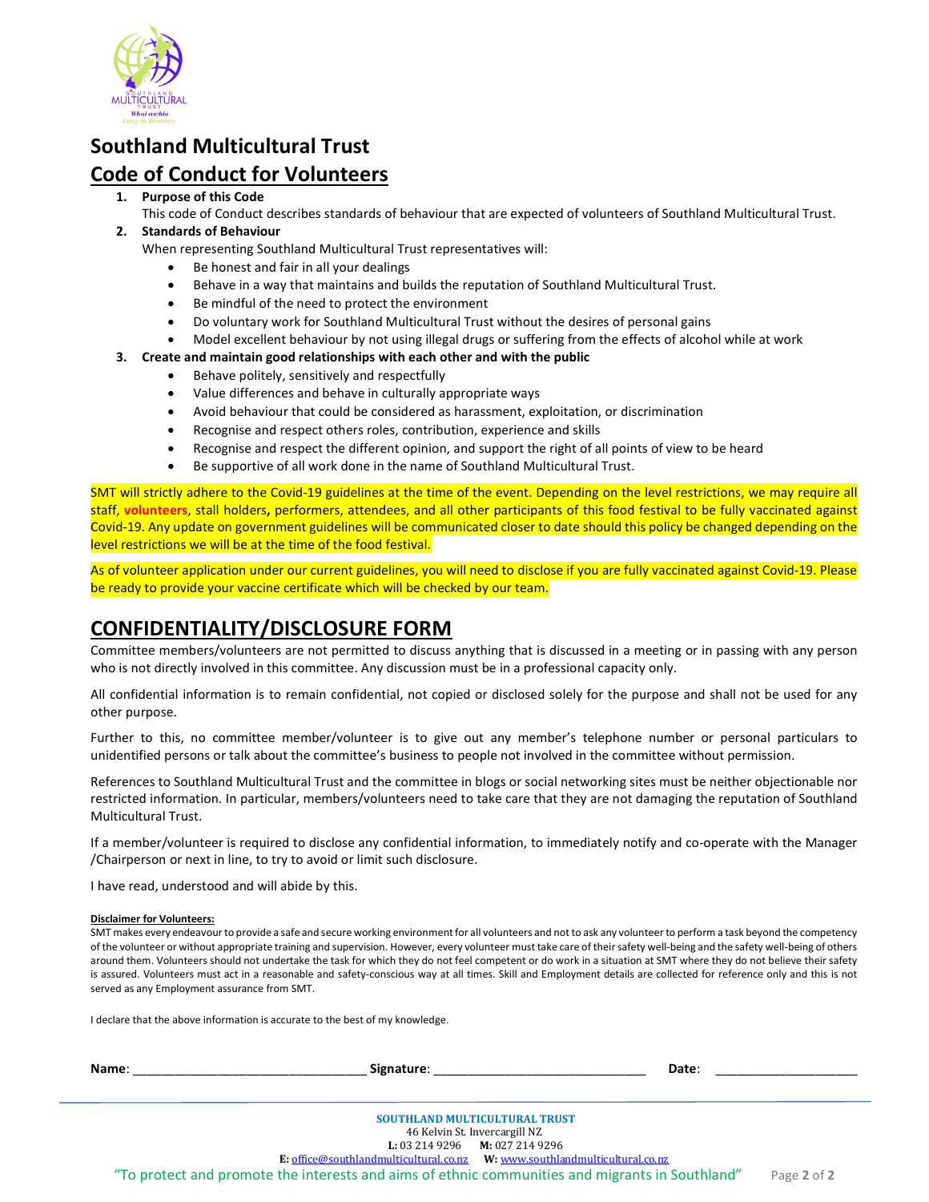# Southland Multicultural Trust

## Code of Conduct for Volunteers

1. **Purpose of this Code**
   This code of Conduct describes standards of behaviour that are expected of volunteers of Southland Multicultural Trust.
2. **Standards of Behaviour**
   When representing Southland Multicultural Trust representatives will:
   - Be honest and fair in all your dealings
   - Behave in a way that maintains and builds the reputation of Southland Multicultural Trust.
   - Be mindful of the need to protect the environment
   - Do voluntary work for Southland Multicultural Trust without the desires of personal gains
   - Model excellent behaviour by not using illegal drugs or suffering from the effects of alcohol while at work
3. **Create and maintain good relationships with each other and with the public**
   - Behave politely, sensitively and respectfully
   - Value differences and behave in culturally appropriate ways
   - Avoid behaviour that could be considered as harassment, exploitation, or discrimination
   - Recognise and respect others roles, contribution, experience and skills
   - Recognise and respect the different opinion, and support the right of all points of view to be heard
   - Be supportive of all work done in the name of Southland Multicultural Trust.

SMT will strictly adhere to the Covid-19 guidelines at the time of the event. Depending on the level restrictions, we may require all staff, **volunteers**, stall holders, performers, attendees, and all other participants of this food festival to be fully vaccinated against Covid-19. Any update on government guidelines will be communicated closer to date should this policy be changed depending on the level restrictions we will be at the time of the food festival.

As of volunteer application under our current guidelines, you will need to disclose if you are fully vaccinated against Covid-19. Please be ready to provide your vaccine certificate which will be checked by our team.

## CONFIDENTIALITY/DISCLOSURE FORM

Committee members/volunteers are not permitted to discuss anything that is discussed in a meeting or in passing with any person who is not directly involved in this committee. Any discussion must be in a professional capacity only.

All confidential information is to remain confidential, not copied or disclosed solely for the purpose and shall not be used for any other purpose.

Further to this, no committee member/volunteer is to give out any member's telephone number or personal particulars to unidentified persons or talk about the committee's business to people not involved in the committee without permission.

References to Southland Multicultural Trust and the committee in blogs or social networking sites must be neither objectionable nor restricted information. In particular, members/volunteers need to take care that they are not damaging the reputation of Southland Multicultural Trust.

If a member/volunteer is required to disclose any confidential information, to immediately notify and co-operate with the Manager /Chairperson or next in line, to try to avoid or limit such disclosure.

I have read, understood and will abide by this.

**Disclaimer for Volunteers:**

SMT makes every endeavour to provide a safe and secure working environment for all volunteers and not to ask any volunteer to perform a task beyond the competency of the volunteer or without appropriate training and supervision. However, every volunteer must take care of their safety well-being and the safety well-being of others around them. Volunteers should not undertake the task for which they do not feel competent or do work in a situation at SMT where they do not believe their safety is assured. Volunteers must act in a reasonable and safety-conscious way at all times. Skill and Employment details are collected for reference only and this is not served as any Employment assurance from SMT.

I declare that the above information is accurate to the best of my knowledge.

**Name**: ______________________________ **Signature**: ____________________________ **Date**: __________________

**SOUTHLAND MULTICULTURAL TRUST**
46 Kelvin St. Invercargill NZ
**L:** 03 214 9296 **M:** 027 214 9296
**E:** office@southlandmulticultural.co.nz **W:** www.southlandmulticultural.co.nz

"To protect and promote the interests and aims of ethnic communities and migrants in Southland"